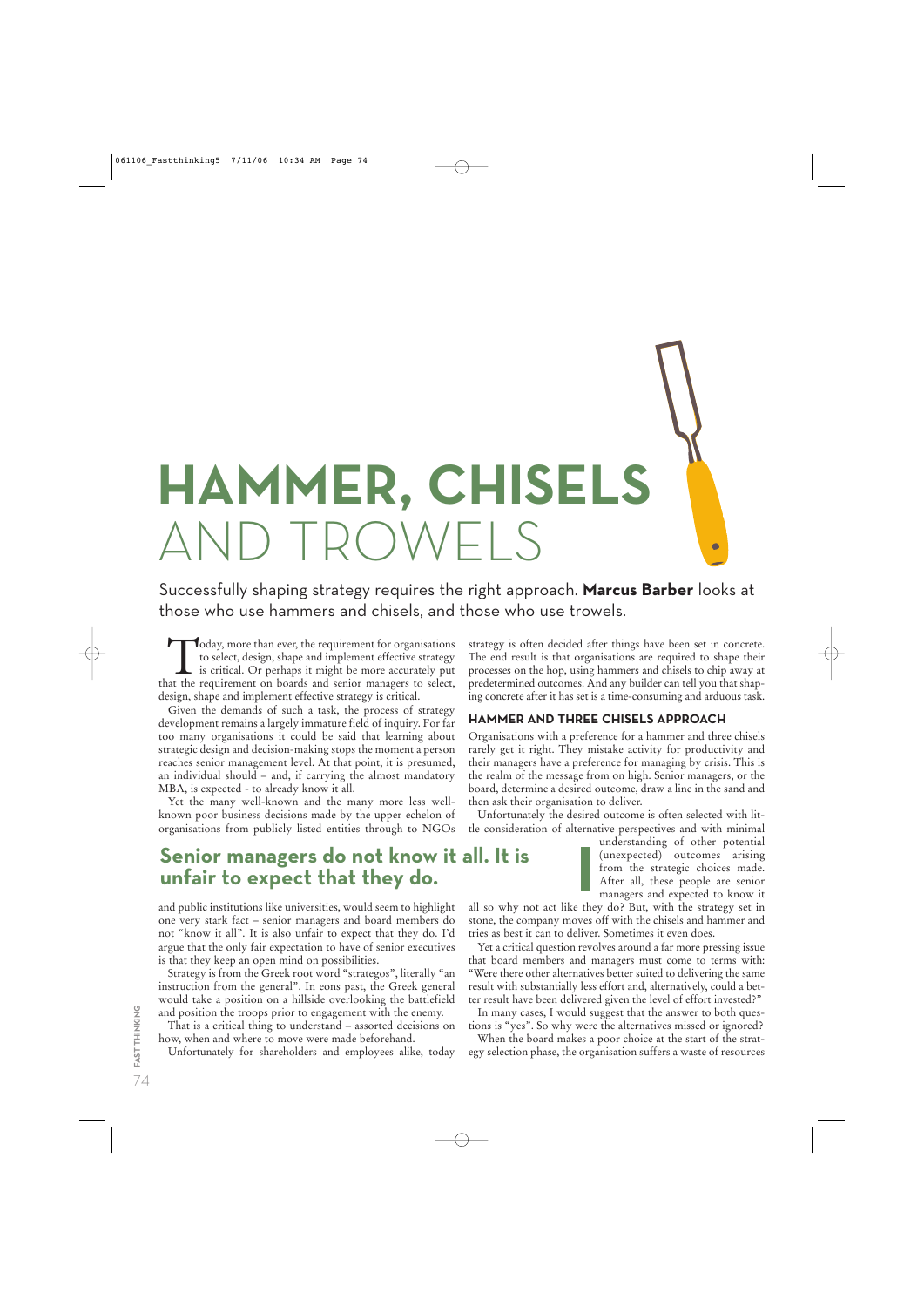# HAMMER, CHISELS AND TROWELS

Successfully shaping strategy requires the right approach. **Marcus Barber** looks at those who use hammers and chisels, and those who use trowels.

Today, more than ever, the requirement for organisations to select, design, shape and implement effective strategy is critical. Or perhaps it might be more accurately put that the requirement on boards and senior managers to select, design, shape and implement effective strategy is critical.

Given the demands of such a task, the process of strategy development remains a largely immature field of inquiry. For far too many organisations it could be said that learning about strategic design and decision-making stops the moment a person reaches senior management level. At that point, it is presumed, an individual should – and, if carrying the almost mandatory MBA, is expected - to already know it all.

Yet the many well-known and the many more less well-known poor business decisions made by the upper echelon of organisations from publicly listed entities through to NGOs and public institutions like universities, would seem to highlight one very stark fact – senior managers and board members do not "know it all". It is also unfair to expect that they do. I'd argue that the only fair expectation to have of senior executives is that they keep an open mind on possibilities.

> **Senior managers do not know it all. It is unfair to expect that they do.**

Strategy is from the Greek root word "strategos", literally "an instruction from the general". In eons past, the Greek general would take a position on a hillside overlooking the battlefield and position the troops prior to engagement with the enemy.

That is a critical thing to understand – assorted decisions on how, when and where to move were made beforehand.

Unfortunately for shareholders and employees alike, today strategy is often decided after things have been set in concrete. The end result is that organisations are required to shape their processes on the hop, using hammers and chisels to chip away at predetermined outcomes. And any builder can tell you that shaping concrete after it has set is a time-consuming and arduous task.

## HAMMER AND THREE CHISELS APPROACH

Organisations with a preference for a hammer and three chisels rarely get it right. They mistake activity for productivity and their managers have a preference for managing by crisis. This is the realm of the message from on high. Senior managers, or the board, determine a desired outcome, draw a line in the sand and then ask their organisation to deliver.

Unfortunately the desired outcome is often selected with little consideration of alternative perspectives and with minimal understanding of other potential (unexpected) outcomes arising from the strategic choices made. After all, these people are senior managers and expected to know it all so why not act like they do? But, with the strategy set in stone, the company moves off with the chisels and hammer and tries as best it can to deliver. Sometimes it even does.

Yet a critical question revolves around a far more pressing issue that board members and managers must come to terms with: "Were there other alternatives better suited to delivering the same result with substantially less effort and, alternatively, could a better result have been delivered given the level of effort invested?"

In many cases, I would suggest that the answer to both questions is "yes". So why were the alternatives missed or ignored?

When the board makes a poor choice at the start of the strategy selection phase, the organisation suffers a waste of resources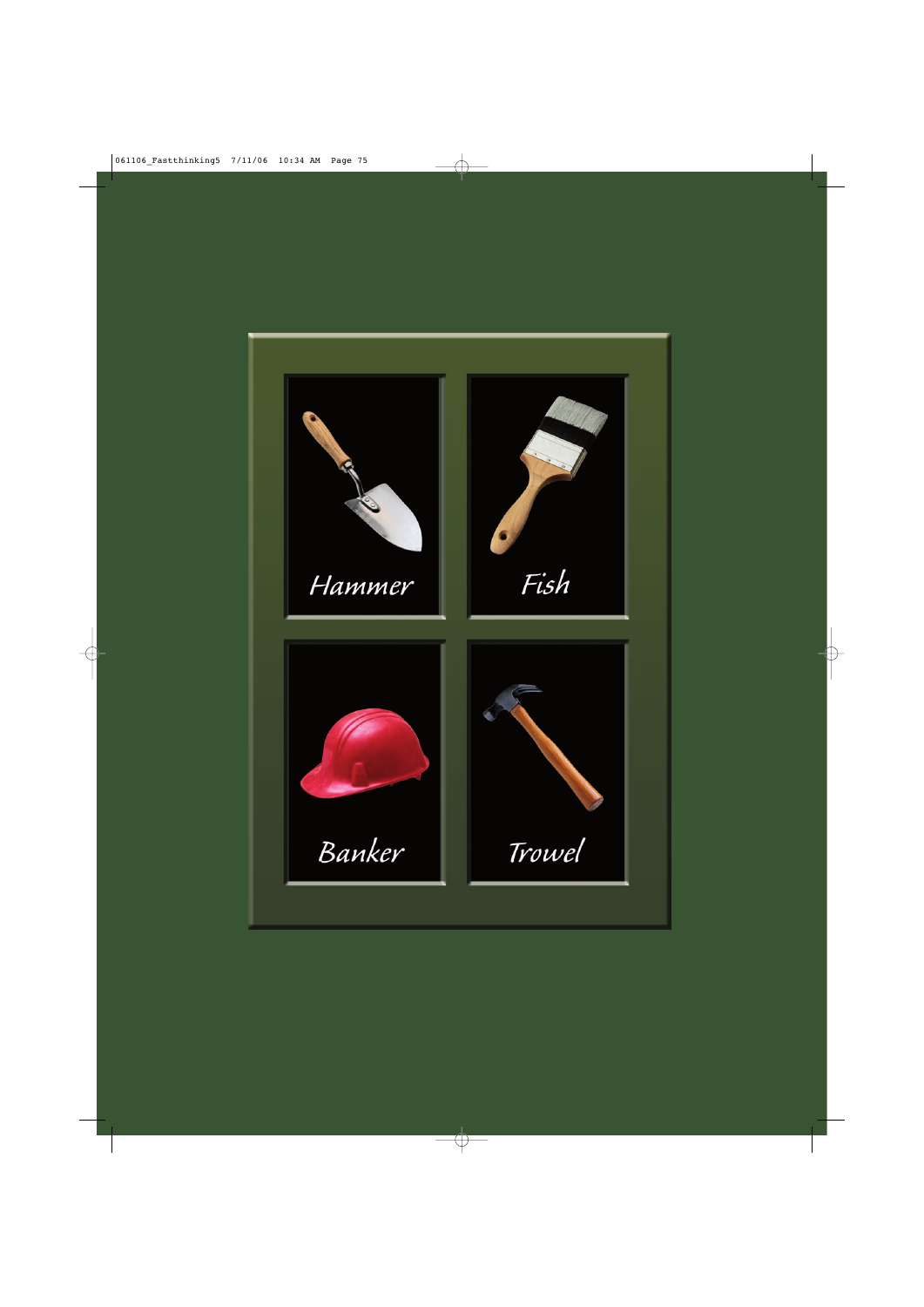Hammer

Fish

Banker

Trowel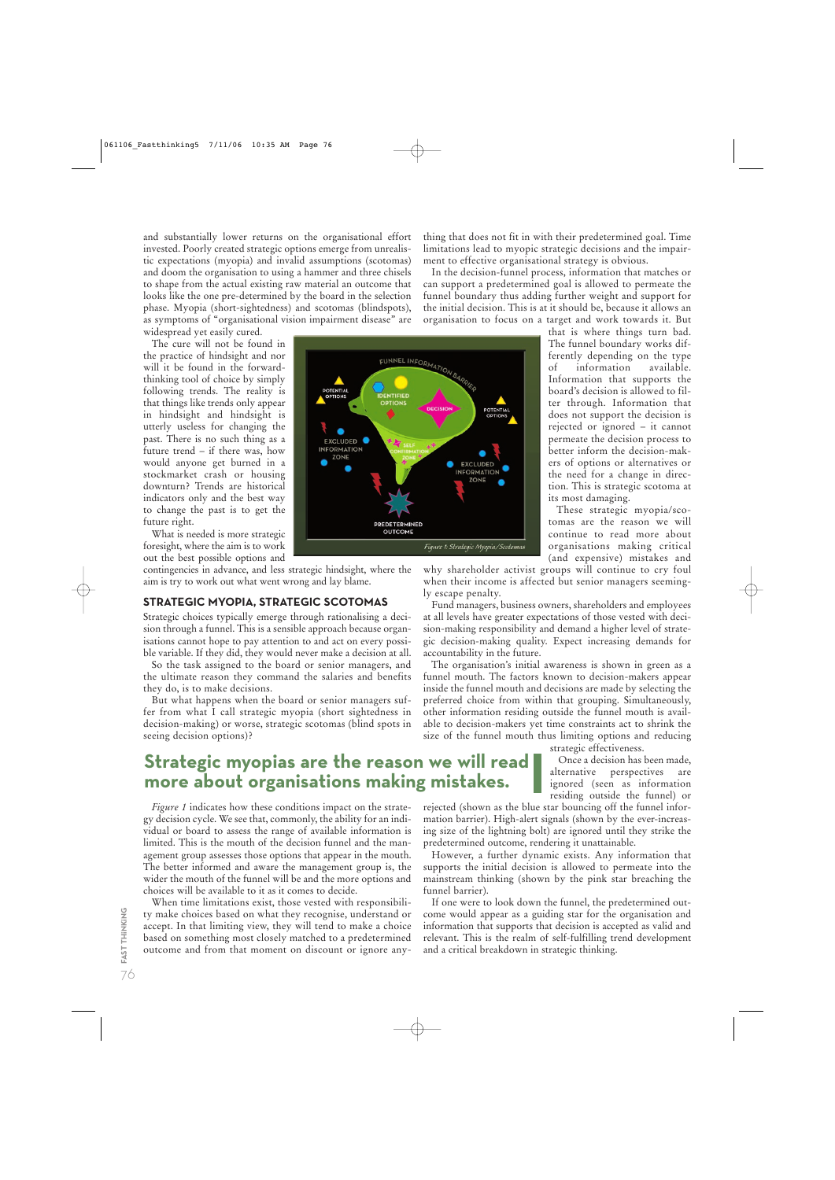and substantially lower returns on the organisational effort invested. Poorly created strategic options emerge from unrealistic expectations (myopia) and invalid assumptions (scotomas) and doom the organisation to using a hammer and three chisels to shape from the actual existing raw material an outcome that looks like the one pre-determined by the board in the selection phase. Myopia (short-sightedness) and scotomas (blindspots), as symptoms of "organisational vision impairment disease" are widespread yet easily cured.

The cure will not be found in the practice of hindsight and nor will it be found in the forward-thinking tool of choice by simply following trends. The reality is that things like trends only appear in hindsight and hindsight is utterly useless for changing the past. There is no such thing as a future trend – if there was, how would anyone get burned in a stockmarket crash or housing downturn? Trends are historical indicators only and the best way to change the past is to get the future right.

What is needed is more strategic foresight, where the aim is to work out the best possible options and contingencies in advance, and less strategic hindsight, where the aim is try to work out what went wrong and lay blame.

## STRATEGIC MYOPIA, STRATEGIC SCOTOMAS

Strategic choices typically emerge through rationalising a decision through a funnel. This is a sensible approach because organisations cannot hope to pay attention to and act on every possible variable. If they did, they would never make a decision at all.

So the task assigned to the board or senior managers, and the ultimate reason they command the salaries and benefits they do, is to make decisions.

But what happens when the board or senior managers suffer from what I call strategic myopia (short sightedness in decision-making) or worse, strategic scotomas (blind spots in seeing decision options)?

**Strategic myopias are the reason we will read more about organisations making mistakes.**

*Figure 1* indicates how these conditions impact on the strategy decision cycle. We see that, commonly, the ability for an individual or board to assess the range of available information is limited. This is the mouth of the decision funnel and the management group assesses those options that appear in the mouth. The better informed and aware the management group is, the wider the mouth of the funnel will be and the more options and choices will be available to it as it comes to decide.

When time limitations exist, those vested with responsibility make choices based on what they recognise, understand or accept. In that limiting view, they will tend to make a choice based on something most closely matched to a predetermined outcome and from that moment on discount or ignore anything that does not fit in with their predetermined goal. Time limitations lead to myopic strategic decisions and the impairment to effective organisational strategy is obvious.

In the decision-funnel process, information that matches or can support a predetermined goal is allowed to permeate the funnel boundary thus adding further weight and support for the initial decision. This is at it should be, because it allows an organisation to focus on a target and work towards it. But that is where things turn bad. The funnel boundary works differently depending on the type of information available. Information that supports the board's decision is allowed to filter through. Information that does not support the decision is rejected or ignored – it cannot permeate the decision process to better inform the decision-makers of options or alternatives or the need for a change in direction. This is strategic scotoma at its most damaging.

FUNNEL INFORMATION BARRIER
POTENTIAL OPTIONS
IDENTIFIED OPTIONS
DECISION
POTENTIAL OPTIONS
EXCLUDED INFORMATION ZONE
SELF CONFIRMATION ZONE
EXCLUDED INFORMATION ZONE
PREDETERMINED OUTCOME

*Figure 1: Strategic Myopia/Scotomas*

These strategic myopia/scotomas are the reason we will continue to read more about organisations making critical (and expensive) mistakes and why shareholder activist groups will continue to cry foul when their income is affected but senior managers seemingly escape penalty.

Fund managers, business owners, shareholders and employees at all levels have greater expectations of those vested with decision-making responsibility and demand a higher level of strategic decision-making quality. Expect increasing demands for accountability in the future.

The organisation's initial awareness is shown in green as a funnel mouth. The factors known to decision-makers appear inside the funnel mouth and decisions are made by selecting the preferred choice from within that grouping. Simultaneously, other information residing outside the funnel mouth is available to decision-makers yet time constraints act to shrink the size of the funnel mouth thus limiting options and reducing strategic effectiveness.

Once a decision has been made, alternative perspectives are ignored (seen as information residing outside the funnel) or rejected (shown as the blue star bouncing off the funnel information barrier). High-alert signals (shown by the ever-increasing size of the lightning bolt) are ignored until they strike the predetermined outcome, rendering it unattainable.

However, a further dynamic exists. Any information that supports the initial decision is allowed to permeate into the mainstream thinking (shown by the pink star breaching the funnel barrier).

If one were to look down the funnel, the predetermined outcome would appear as a guiding star for the organisation and information that supports that decision is accepted as valid and relevant. This is the realm of self-fulfilling trend development and a critical breakdown in strategic thinking.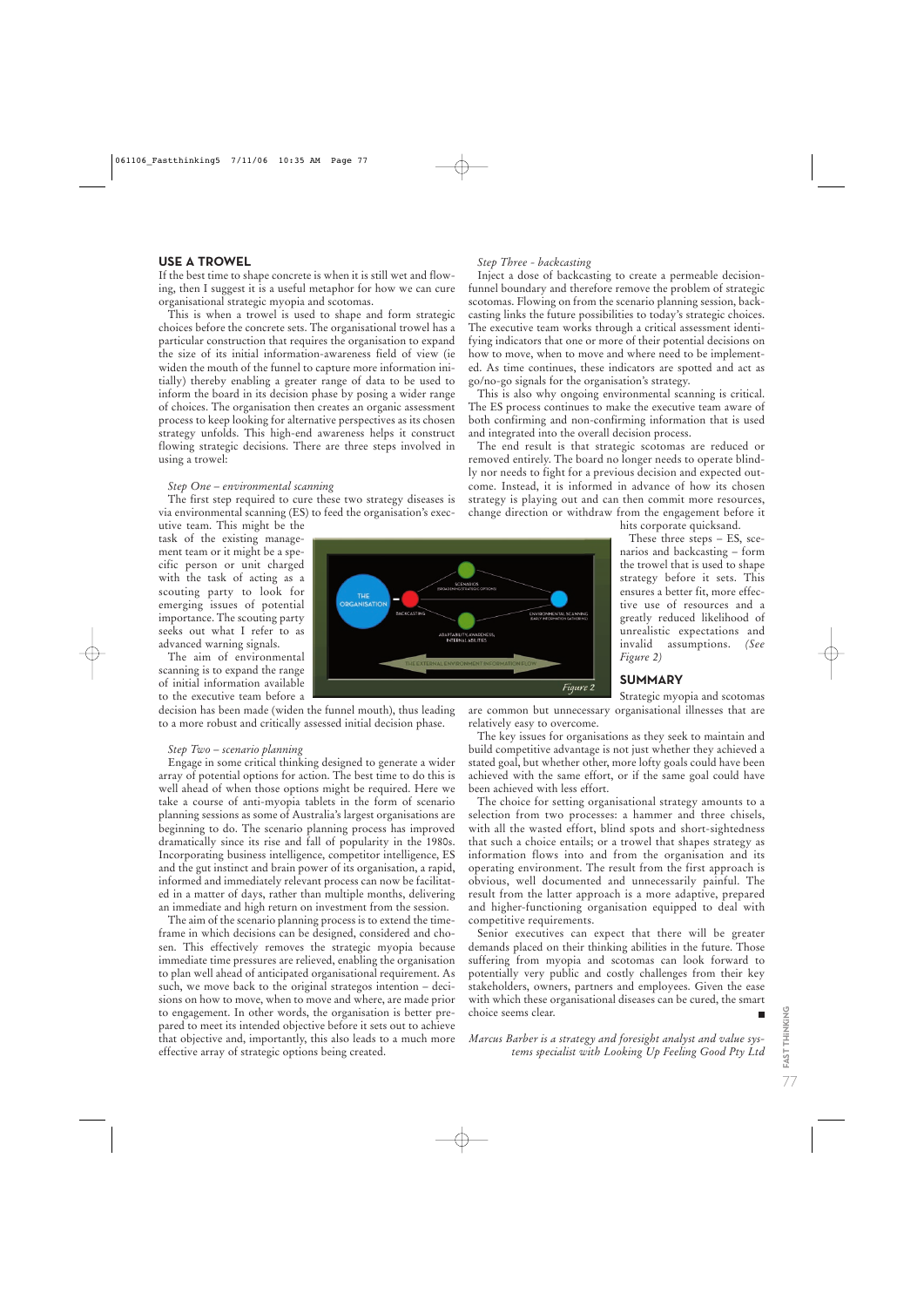## USE A TROWEL

If the best time to shape concrete is when it is still wet and flowing, then I suggest it is a useful metaphor for how we can cure organisational strategic myopia and scotomas.

This is when a trowel is used to shape and form strategic choices before the concrete sets. The organisational trowel has a particular construction that requires the organisation to expand the size of its initial information-awareness field of view (ie widen the mouth of the funnel to capture more information initially) thereby enabling a greater range of data to be used to inform the board in its decision phase by posing a wider range of choices. The organisation then creates an organic assessment process to keep looking for alternative perspectives as its chosen strategy unfolds. This high-end awareness helps it construct flowing strategic decisions. There are three steps involved in using a trowel:

*Step One – environmental scanning*

The first step required to cure these two strategy diseases is via environmental scanning (ES) to feed the organisation's executive team. This might be the task of the existing management team or it might be a specific person or unit charged with the task of acting as a scouting party to look for emerging issues of potential importance. The scouting party seeks out what I refer to as advanced warning signals.

The aim of environmental scanning is to expand the range of initial information available to the executive team before a decision has been made (widen the funnel mouth), thus leading to a more robust and critically assessed initial decision phase.

*Step Two – scenario planning*

Engage in some critical thinking designed to generate a wider array of potential options for action. The best time to do this is well ahead of when those options might be required. Here we take a course of anti-myopia tablets in the form of scenario planning sessions as some of Australia's largest organisations are beginning to do. The scenario planning process has improved dramatically since its rise and fall of popularity in the 1980s. Incorporating business intelligence, competitor intelligence, ES and the gut instinct and brain power of its organisation, a rapid, informed and immediately relevant process can now be facilitated in a matter of days, rather than multiple months, delivering an immediate and high return on investment from the session.

The aim of the scenario planning process is to extend the timeframe in which decisions can be designed, considered and chosen. This effectively removes the strategic myopia because immediate time pressures are relieved, enabling the organisation to plan well ahead of anticipated organisational requirement. As such, we move back to the original strategos intention – decisions on how to move, when to move and where, are made prior to engagement. In other words, the organisation is better prepared to meet its intended objective before it sets out to achieve that objective and, importantly, this also leads to a much more effective array of strategic options being created.

*Step Three - backcasting*

Inject a dose of backcasting to create a permeable decision-funnel boundary and therefore remove the problem of strategic scotomas. Flowing on from the scenario planning session, backcasting links the future possibilities to today's strategic choices. The executive team works through a critical assessment identifying indicators that one or more of their potential decisions on how to move, when to move and where need to be implemented. As time continues, these indicators are spotted and act as go/no-go signals for the organisation's strategy.

This is also why ongoing environmental scanning is critical. The ES process continues to make the executive team aware of both confirming and non-confirming information that is used and integrated into the overall decision process.

The end result is that strategic scotomas are reduced or removed entirely. The board no longer needs to operate blindly nor needs to fight for a previous decision and expected outcome. Instead, it is informed in advance of how its chosen strategy is playing out and can then commit more resources, change direction or withdraw from the engagement before it hits corporate quicksand.

THE ORGANISATION

SCENARIOS
(BROADENING STRATEGIC OPTIONS)

BACKCASTING

ENVIRONMENTAL SCANNING
(EARLY INFORMATION GATHERING)

ADAPTABILITY, AWARENESS, INTERNAL ABILITIES

THE EXTERNAL ENVIRONMENT INFORMATION FLOW

*Figure 2*

These three steps – ES, scenarios and backcasting – form the trowel that is used to shape strategy before it sets. This ensures a better fit, more effective use of resources and a greatly reduced likelihood of unrealistic expectations and invalid assumptions. *(See Figure 2)*

## SUMMARY

Strategic myopia and scotomas are common but unnecessary organisational illnesses that are relatively easy to overcome.

The key issues for organisations as they seek to maintain and build competitive advantage is not just whether they achieved a stated goal, but whether other, more lofty goals could have been achieved with the same effort, or if the same goal could have been achieved with less effort.

The choice for setting organisational strategy amounts to a selection from two processes: a hammer and three chisels, with all the wasted effort, blind spots and short-sightedness that such a choice entails; or a trowel that shapes strategy as information flows into and from the organisation and its operating environment. The result from the first approach is obvious, well documented and unnecessarily painful. The result from the latter approach is a more adaptive, prepared and higher-functioning organisation equipped to deal with competitive requirements.

Senior executives can expect that there will be greater demands placed on their thinking abilities in the future. Those suffering from myopia and scotomas can look forward to potentially very public and costly challenges from their key stakeholders, owners, partners and employees. Given the ease with which these organisational diseases can be cured, the smart choice seems clear.

*Marcus Barber is a strategy and foresight analyst and value systems specialist with Looking Up Feeling Good Pty Ltd*